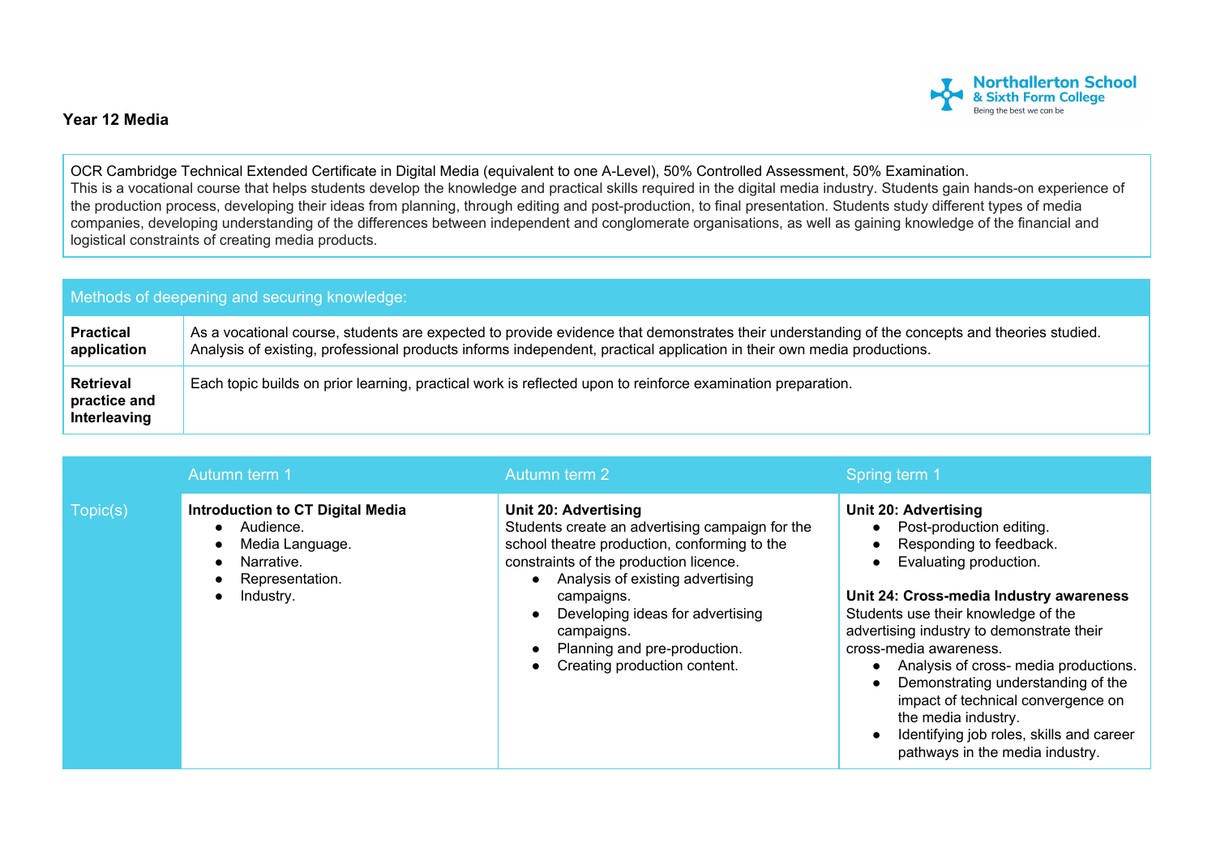**Year 12 Media**

OCR Cambridge Technical Extended Certificate in Digital Media (equivalent to one A-Level), 50% Controlled Assessment, 50% Examination.
This is a vocational course that helps students develop the knowledge and practical skills required in the digital media industry. Students gain hands-on experience of the production process, developing their ideas from planning, through editing and post-production, to final presentation. Students study different types of media companies, developing understanding of the differences between independent and conglomerate organisations, as well as gaining knowledge of the financial and logistical constraints of creating media products.

| Methods of deepening and securing knowledge: | |
|---|---|
| **Practical application** | As a vocational course, students are expected to provide evidence that demonstrates their understanding of the concepts and theories studied. Analysis of existing, professional products informs independent, practical application in their own media productions. |
| **Retrieval practice and Interleaving** | Each topic builds on prior learning, practical work is reflected upon to reinforce examination preparation. |

| | Autumn term 1 | Autumn term 2 | Spring term 1 |
|---|---|---|---|
| Topic(s) | **Introduction to CT Digital Media**<br>• Audience.<br>• Media Language.<br>• Narrative.<br>• Representation.<br>• Industry. | **Unit 20: Advertising**<br>Students create an advertising campaign for the school theatre production, conforming to the constraints of the production licence.<br>• Analysis of existing advertising campaigns.<br>• Developing ideas for advertising campaigns.<br>• Planning and pre-production.<br>• Creating production content. | **Unit 20: Advertising**<br>• Post-production editing.<br>• Responding to feedback.<br>• Evaluating production.<br><br>**Unit 24: Cross-media Industry awareness**<br>Students use their knowledge of the advertising industry to demonstrate their cross-media awareness.<br>• Analysis of cross- media productions.<br>• Demonstrating understanding of the impact of technical convergence on the media industry.<br>• Identifying job roles, skills and career pathways in the media industry. |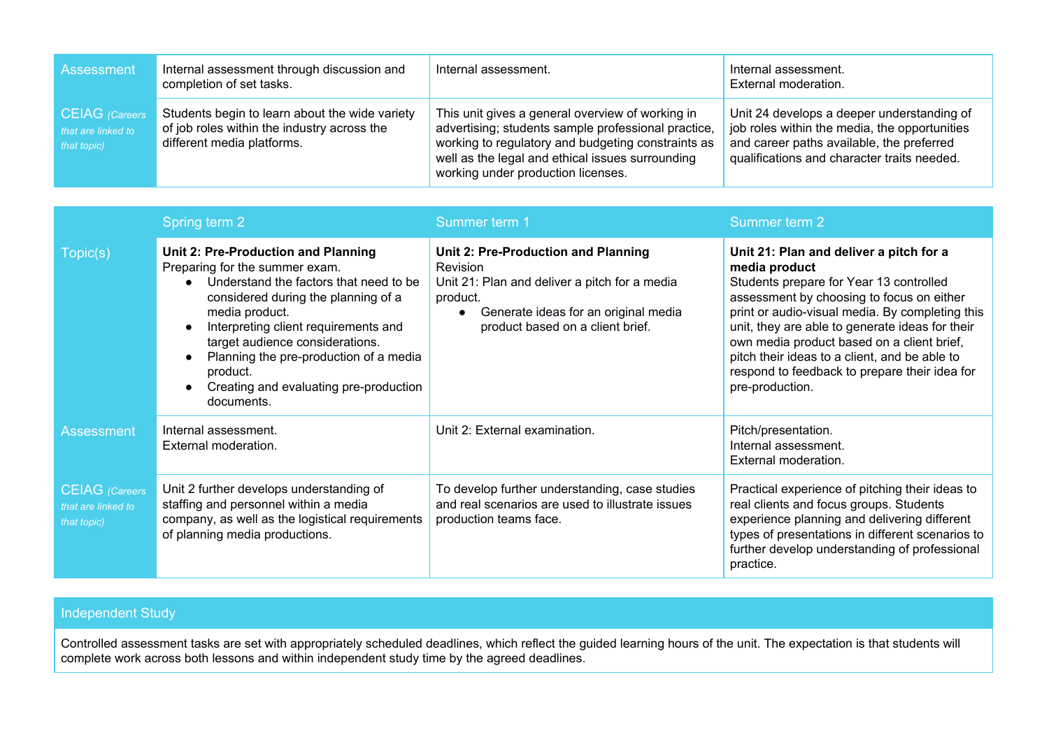| | | | |
|---|---|---|---|
| Assessment | Internal assessment through discussion and completion of set tasks. | Internal assessment. | Internal assessment.<br>External moderation. |
| CEIAG *(Careers that are linked to that topic)* | Students begin to learn about the wide variety of job roles within the industry across the different media platforms. | This unit gives a general overview of working in advertising; students sample professional practice, working to regulatory and budgeting constraints as well as the legal and ethical issues surrounding working under production licenses. | Unit 24 develops a deeper understanding of job roles within the media, the opportunities and career paths available, the preferred qualifications and character traits needed. |

| | Spring term 2 | Summer term 1 | Summer term 2 |
|---|---|---|---|
| Topic(s) | **Unit 2: Pre-Production and Planning**<br>Preparing for the summer exam.<br>• Understand the factors that need to be considered during the planning of a media product.<br>• Interpreting client requirements and target audience considerations.<br>• Planning the pre-production of a media product.<br>• Creating and evaluating pre-production documents. | **Unit 2: Pre-Production and Planning**<br>Revision<br>Unit 21: Plan and deliver a pitch for a media product.<br>• Generate ideas for an original media product based on a client brief. | **Unit 21: Plan and deliver a pitch for a media product**<br>Students prepare for Year 13 controlled assessment by choosing to focus on either print or audio-visual media. By completing this unit, they are able to generate ideas for their own media product based on a client brief, pitch their ideas to a client, and be able to respond to feedback to prepare their idea for pre-production. |
| Assessment | Internal assessment.<br>External moderation. | Unit 2: External examination. | Pitch/presentation.<br>Internal assessment.<br>External moderation. |
| CEIAG *(Careers that are linked to that topic)* | Unit 2 further develops understanding of staffing and personnel within a media company, as well as the logistical requirements of planning media productions. | To develop further understanding, case studies and real scenarios are used to illustrate issues production teams face. | Practical experience of pitching their ideas to real clients and focus groups. Students experience planning and delivering different types of presentations in different scenarios to further develop understanding of professional practice. |

| Independent Study |
|---|
| Controlled assessment tasks are set with appropriately scheduled deadlines, which reflect the guided learning hours of the unit. The expectation is that students will complete work across both lessons and within independent study time by the agreed deadlines. |